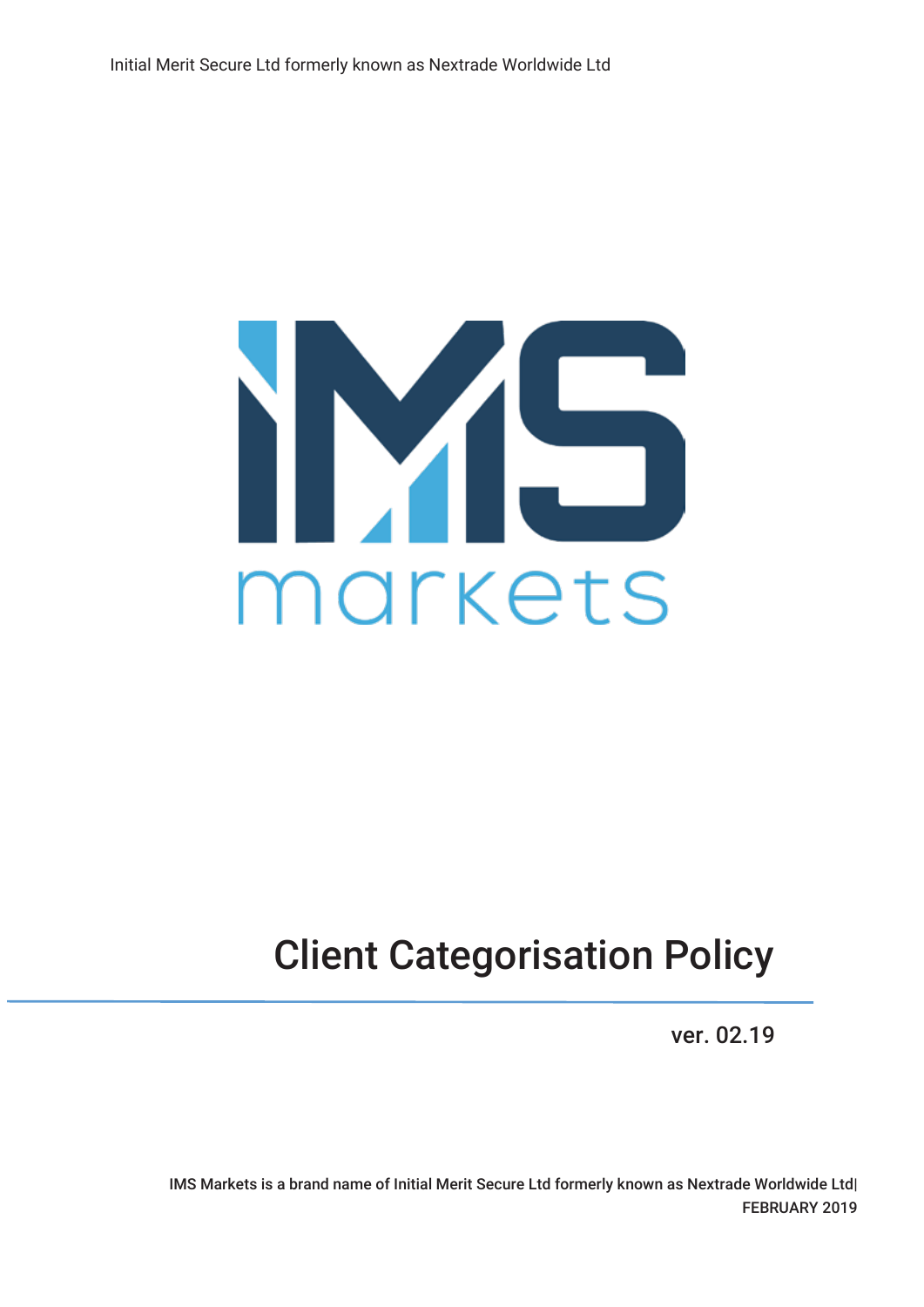Initial Merit Secure Ltd formerly known as Nextrade Worldwide Ltd

IMS markets

# Client Categorisation Policy

ver. 02.19

IMS Markets is a brand name of Initial Merit Secure Ltd formerly known as Nextrade Worldwide Ltd|
FEBRUARY 2019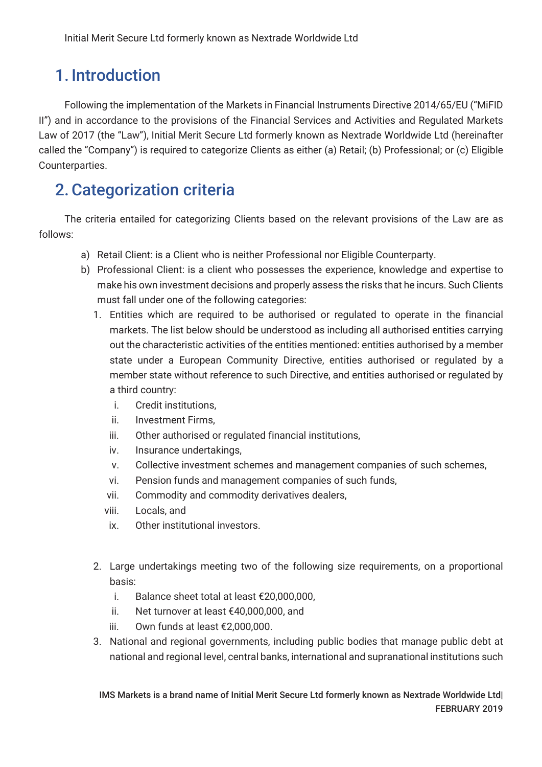## 1. Introduction

Following the implementation of the Markets in Financial Instruments Directive 2014/65/EU ("MiFID II") and in accordance to the provisions of the Financial Services and Activities and Regulated Markets Law of 2017 (the "Law"), Initial Merit Secure Ltd formerly known as Nextrade Worldwide Ltd (hereinafter called the "Company") is required to categorize Clients as either (a) Retail; (b) Professional; or (c) Eligible Counterparties.

## 2. Categorization criteria

The criteria entailed for categorizing Clients based on the relevant provisions of the Law are as follows:

a) Retail Client: is a Client who is neither Professional nor Eligible Counterparty.

b) Professional Client: is a client who possesses the experience, knowledge and expertise to make his own investment decisions and properly assess the risks that he incurs. Such Clients must fall under one of the following categories:

   1. Entities which are required to be authorised or regulated to operate in the financial markets. The list below should be understood as including all authorised entities carrying out the characteristic activities of the entities mentioned: entities authorised by a member state under a European Community Directive, entities authorised or regulated by a member state without reference to such Directive, and entities authorised or regulated by a third country:
      i. Credit institutions,
      ii. Investment Firms,
      iii. Other authorised or regulated financial institutions,
      iv. Insurance undertakings,
      v. Collective investment schemes and management companies of such schemes,
      vi. Pension funds and management companies of such funds,
      vii. Commodity and commodity derivatives dealers,
      viii. Locals, and
      ix. Other institutional investors.

   2. Large undertakings meeting two of the following size requirements, on a proportional basis:
      i. Balance sheet total at least €20,000,000,
      ii. Net turnover at least €40,000,000, and
      iii. Own funds at least €2,000,000.

   3. National and regional governments, including public bodies that manage public debt at national and regional level, central banks, international and supranational institutions such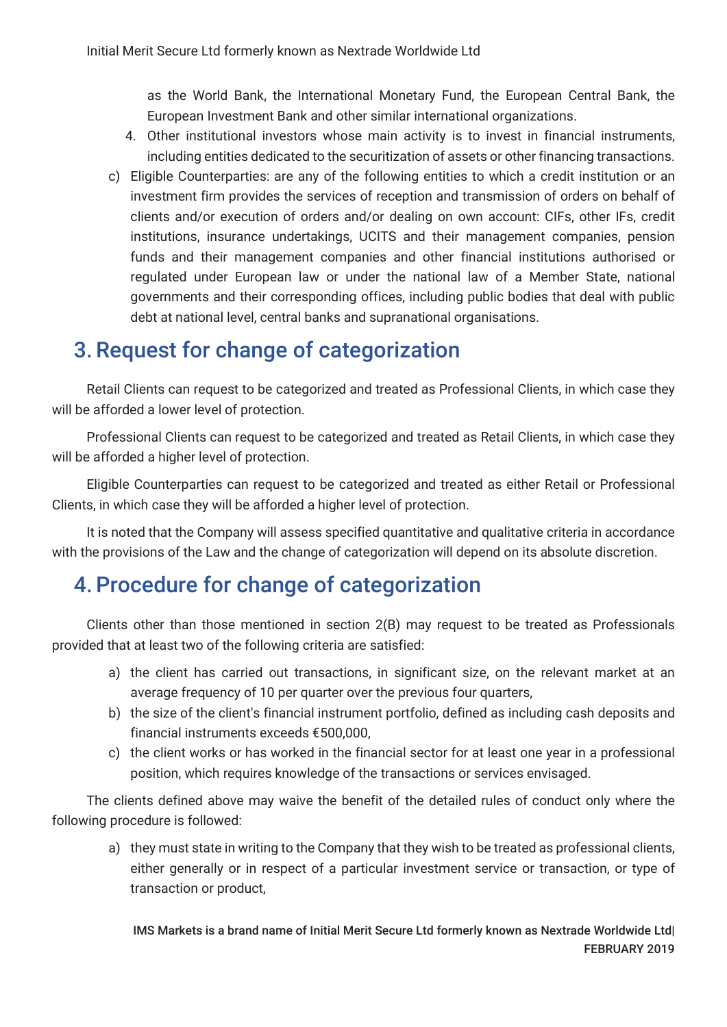as the World Bank, the International Monetary Fund, the European Central Bank, the European Investment Bank and other similar international organizations.

4. Other institutional investors whose main activity is to invest in financial instruments, including entities dedicated to the securitization of assets or other financing transactions.

c) Eligible Counterparties: are any of the following entities to which a credit institution or an investment firm provides the services of reception and transmission of orders on behalf of clients and/or execution of orders and/or dealing on own account: CIFs, other IFs, credit institutions, insurance undertakings, UCITS and their management companies, pension funds and their management companies and other financial institutions authorised or regulated under European law or under the national law of a Member State, national governments and their corresponding offices, including public bodies that deal with public debt at national level, central banks and supranational organisations.

## 3. Request for change of categorization

Retail Clients can request to be categorized and treated as Professional Clients, in which case they will be afforded a lower level of protection.

Professional Clients can request to be categorized and treated as Retail Clients, in which case they will be afforded a higher level of protection.

Eligible Counterparties can request to be categorized and treated as either Retail or Professional Clients, in which case they will be afforded a higher level of protection.

It is noted that the Company will assess specified quantitative and qualitative criteria in accordance with the provisions of the Law and the change of categorization will depend on its absolute discretion.

## 4. Procedure for change of categorization

Clients other than those mentioned in section 2(B) may request to be treated as Professionals provided that at least two of the following criteria are satisfied:

a) the client has carried out transactions, in significant size, on the relevant market at an average frequency of 10 per quarter over the previous four quarters,

b) the size of the client's financial instrument portfolio, defined as including cash deposits and financial instruments exceeds €500,000,

c) the client works or has worked in the financial sector for at least one year in a professional position, which requires knowledge of the transactions or services envisaged.

The clients defined above may waive the benefit of the detailed rules of conduct only where the following procedure is followed:

a) they must state in writing to the Company that they wish to be treated as professional clients, either generally or in respect of a particular investment service or transaction, or type of transaction or product,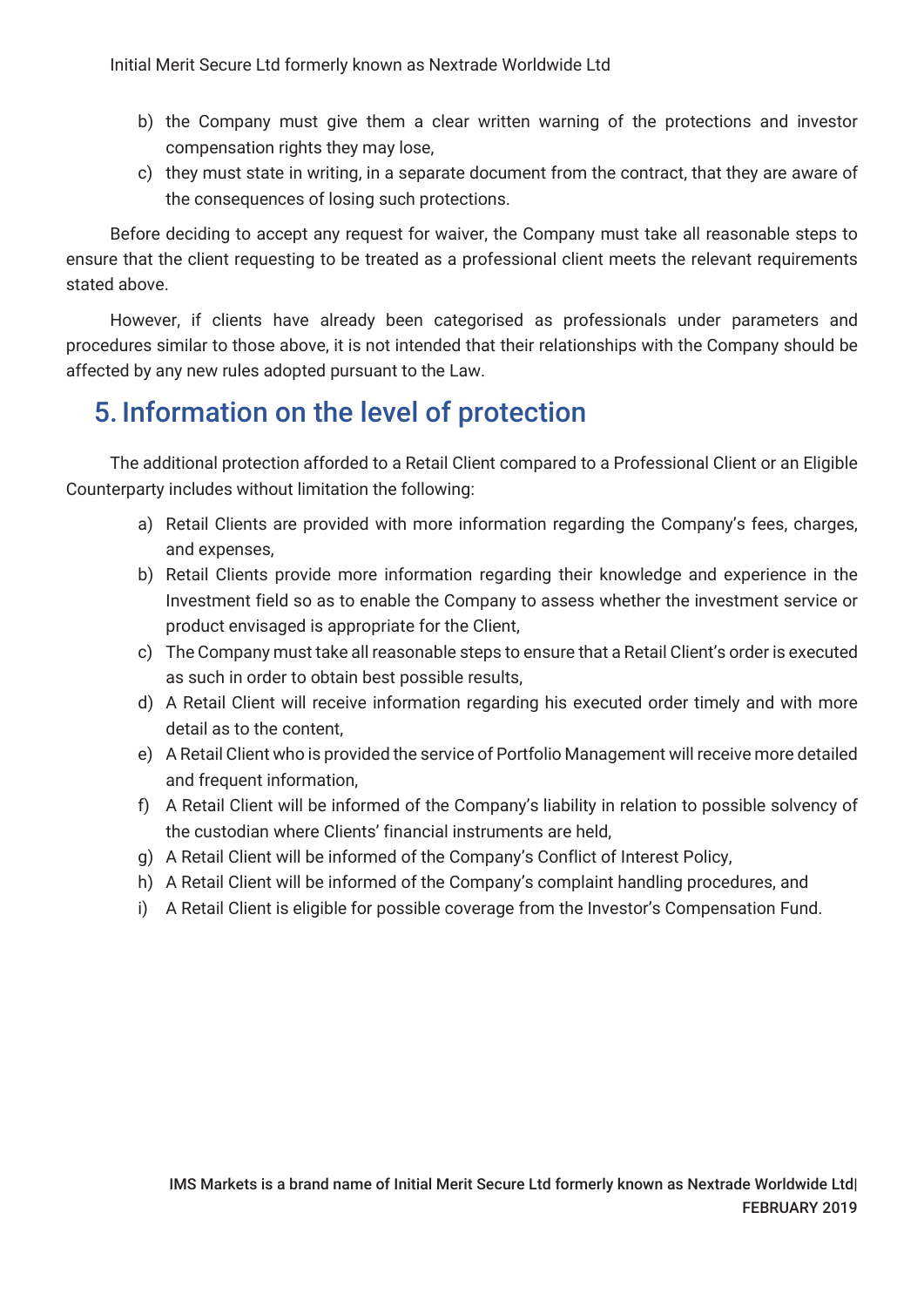b) the Company must give them a clear written warning of the protections and investor compensation rights they may lose,
c) they must state in writing, in a separate document from the contract, that they are aware of the consequences of losing such protections.

Before deciding to accept any request for waiver, the Company must take all reasonable steps to ensure that the client requesting to be treated as a professional client meets the relevant requirements stated above.

However, if clients have already been categorised as professionals under parameters and procedures similar to those above, it is not intended that their relationships with the Company should be affected by any new rules adopted pursuant to the Law.

## 5. Information on the level of protection

The additional protection afforded to a Retail Client compared to a Professional Client or an Eligible Counterparty includes without limitation the following:

a) Retail Clients are provided with more information regarding the Company's fees, charges, and expenses,
b) Retail Clients provide more information regarding their knowledge and experience in the Investment field so as to enable the Company to assess whether the investment service or product envisaged is appropriate for the Client,
c) The Company must take all reasonable steps to ensure that a Retail Client's order is executed as such in order to obtain best possible results,
d) A Retail Client will receive information regarding his executed order timely and with more detail as to the content,
e) A Retail Client who is provided the service of Portfolio Management will receive more detailed and frequent information,
f) A Retail Client will be informed of the Company's liability in relation to possible solvency of the custodian where Clients' financial instruments are held,
g) A Retail Client will be informed of the Company's Conflict of Interest Policy,
h) A Retail Client will be informed of the Company's complaint handling procedures, and
i) A Retail Client is eligible for possible coverage from the Investor's Compensation Fund.